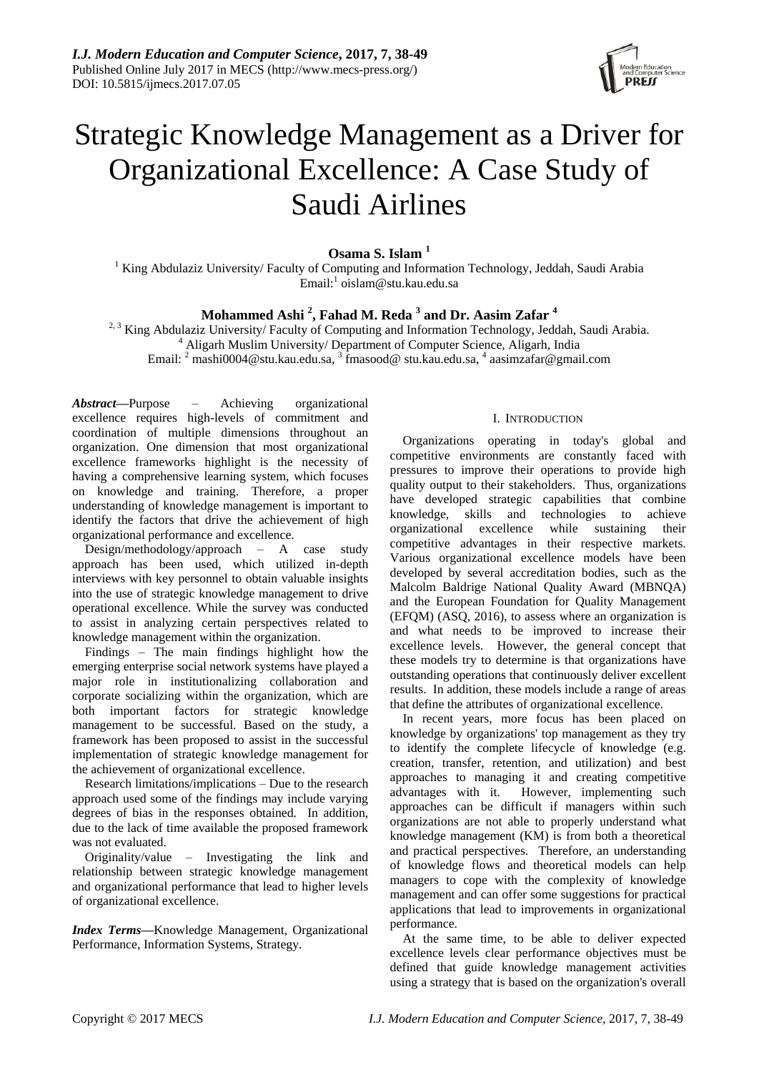# Strategic Knowledge Management as a Driver for Organizational Excellence: A Case Study of Saudi Airlines

**Osama S. Islam** [1]

[1] King Abdulaziz University/ Faculty of Computing and Information Technology, Jeddah, Saudi Arabia
Email:[1] oislam@stu.kau.edu.sa

**Mohammed Ashi** [2], **Fahad M. Reda** [3] **and Dr. Aasim Zafar** [4]

[2, 3] King Abdulaziz University/ Faculty of Computing and Information Technology, Jeddah, Saudi Arabia.
[4] Aligarh Muslim University/ Department of Computer Science, Aligarh, India
Email: [2] mashi0004@stu.kau.edu.sa, [3] fmasood@ stu.kau.edu.sa, [4] aasimzafar@gmail.com

***Abstract*—**Purpose – Achieving organizational excellence requires high-levels of commitment and coordination of multiple dimensions throughout an organization. One dimension that most organizational excellence frameworks highlight is the necessity of having a comprehensive learning system, which focuses on knowledge and training. Therefore, a proper understanding of knowledge management is important to identify the factors that drive the achievement of high organizational performance and excellence.

Design/methodology/approach – A case study approach has been used, which utilized in-depth interviews with key personnel to obtain valuable insights into the use of strategic knowledge management to drive operational excellence. While the survey was conducted to assist in analyzing certain perspectives related to knowledge management within the organization.

Findings – The main findings highlight how the emerging enterprise social network systems have played a major role in institutionalizing collaboration and corporate socializing within the organization, which are both important factors for strategic knowledge management to be successful. Based on the study, a framework has been proposed to assist in the successful implementation of strategic knowledge management for the achievement of organizational excellence.

Research limitations/implications – Due to the research approach used some of the findings may include varying degrees of bias in the responses obtained. In addition, due to the lack of time available the proposed framework was not evaluated.

Originality/value – Investigating the link and relationship between strategic knowledge management and organizational performance that lead to higher levels of organizational excellence.

***Index Terms*—**Knowledge Management, Organizational Performance, Information Systems, Strategy.

## I. Introduction

Organizations operating in today's global and competitive environments are constantly faced with pressures to improve their operations to provide high quality output to their stakeholders. Thus, organizations have developed strategic capabilities that combine knowledge, skills and technologies to achieve organizational excellence while sustaining their competitive advantages in their respective markets. Various organizational excellence models have been developed by several accreditation bodies, such as the Malcolm Baldrige National Quality Award (MBNQA) and the European Foundation for Quality Management (EFQM) (ASQ, 2016), to assess where an organization is and what needs to be improved to increase their excellence levels. However, the general concept that these models try to determine is that organizations have outstanding operations that continuously deliver excellent results. In addition, these models include a range of areas that define the attributes of organizational excellence.

In recent years, more focus has been placed on knowledge by organizations' top management as they try to identify the complete lifecycle of knowledge (e.g. creation, transfer, retention, and utilization) and best approaches to managing it and creating competitive advantages with it. However, implementing such approaches can be difficult if managers within such organizations are not able to properly understand what knowledge management (KM) is from both a theoretical and practical perspectives. Therefore, an understanding of knowledge flows and theoretical models can help managers to cope with the complexity of knowledge management and can offer some suggestions for practical applications that lead to improvements in organizational performance.

At the same time, to be able to deliver expected excellence levels clear performance objectives must be defined that guide knowledge management activities using a strategy that is based on the organization's overall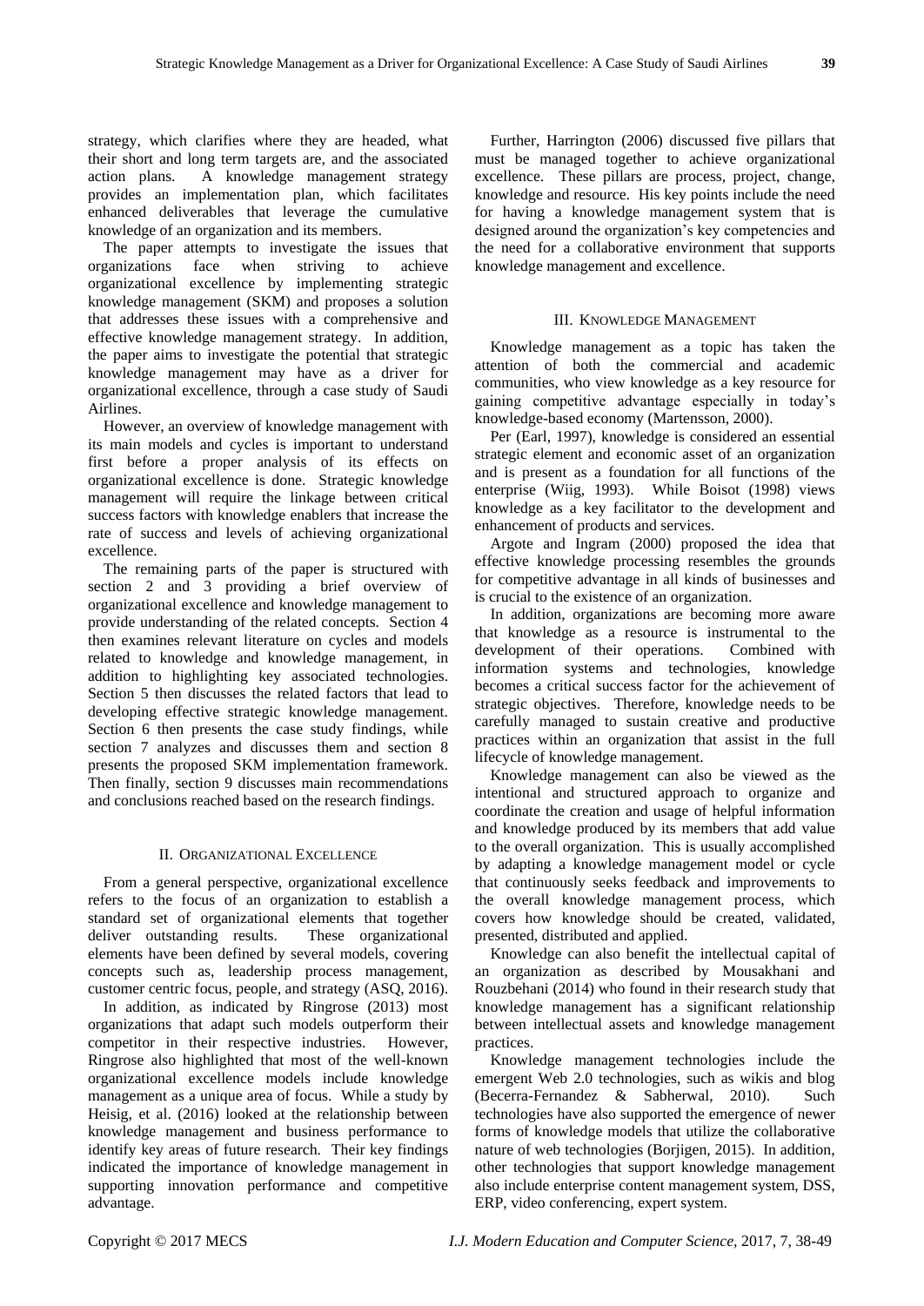strategy, which clarifies where they are headed, what their short and long term targets are, and the associated action plans. A knowledge management strategy provides an implementation plan, which facilitates enhanced deliverables that leverage the cumulative knowledge of an organization and its members.

The paper attempts to investigate the issues that organizations face when striving to achieve organizational excellence by implementing strategic knowledge management (SKM) and proposes a solution that addresses these issues with a comprehensive and effective knowledge management strategy. In addition, the paper aims to investigate the potential that strategic knowledge management may have as a driver for organizational excellence, through a case study of Saudi Airlines.

However, an overview of knowledge management with its main models and cycles is important to understand first before a proper analysis of its effects on organizational excellence is done. Strategic knowledge management will require the linkage between critical success factors with knowledge enablers that increase the rate of success and levels of achieving organizational excellence.

The remaining parts of the paper is structured with section 2 and 3 providing a brief overview of organizational excellence and knowledge management to provide understanding of the related concepts. Section 4 then examines relevant literature on cycles and models related to knowledge and knowledge management, in addition to highlighting key associated technologies. Section 5 then discusses the related factors that lead to developing effective strategic knowledge management. Section 6 then presents the case study findings, while section 7 analyzes and discusses them and section 8 presents the proposed SKM implementation framework. Then finally, section 9 discusses main recommendations and conclusions reached based on the research findings.

## II. Organizational Excellence

From a general perspective, organizational excellence refers to the focus of an organization to establish a standard set of organizational elements that together deliver outstanding results. These organizational elements have been defined by several models, covering concepts such as, leadership process management, customer centric focus, people, and strategy (ASQ, 2016).

In addition, as indicated by Ringrose (2013) most organizations that adapt such models outperform their competitor in their respective industries. However, Ringrose also highlighted that most of the well-known organizational excellence models include knowledge management as a unique area of focus. While a study by Heisig, et al. (2016) looked at the relationship between knowledge management and business performance to identify key areas of future research. Their key findings indicated the importance of knowledge management in supporting innovation performance and competitive advantage.

Further, Harrington (2006) discussed five pillars that must be managed together to achieve organizational excellence. These pillars are process, project, change, knowledge and resource. His key points include the need for having a knowledge management system that is designed around the organization's key competencies and the need for a collaborative environment that supports knowledge management and excellence.

## III. Knowledge Management

Knowledge management as a topic has taken the attention of both the commercial and academic communities, who view knowledge as a key resource for gaining competitive advantage especially in today's knowledge-based economy (Martensson, 2000).

Per (Earl, 1997), knowledge is considered an essential strategic element and economic asset of an organization and is present as a foundation for all functions of the enterprise (Wiig, 1993). While Boisot (1998) views knowledge as a key facilitator to the development and enhancement of products and services.

Argote and Ingram (2000) proposed the idea that effective knowledge processing resembles the grounds for competitive advantage in all kinds of businesses and is crucial to the existence of an organization.

In addition, organizations are becoming more aware that knowledge as a resource is instrumental to the development of their operations. Combined with information systems and technologies, knowledge becomes a critical success factor for the achievement of strategic objectives. Therefore, knowledge needs to be carefully managed to sustain creative and productive practices within an organization that assist in the full lifecycle of knowledge management.

Knowledge management can also be viewed as the intentional and structured approach to organize and coordinate the creation and usage of helpful information and knowledge produced by its members that add value to the overall organization. This is usually accomplished by adapting a knowledge management model or cycle that continuously seeks feedback and improvements to the overall knowledge management process, which covers how knowledge should be created, validated, presented, distributed and applied.

Knowledge can also benefit the intellectual capital of an organization as described by Mousakhani and Rouzbehani (2014) who found in their research study that knowledge management has a significant relationship between intellectual assets and knowledge management practices.

Knowledge management technologies include the emergent Web 2.0 technologies, such as wikis and blog (Becerra-Fernandez & Sabherwal, 2010). Such technologies have also supported the emergence of newer forms of knowledge models that utilize the collaborative nature of web technologies (Borjigen, 2015). In addition, other technologies that support knowledge management also include enterprise content management system, DSS, ERP, video conferencing, expert system.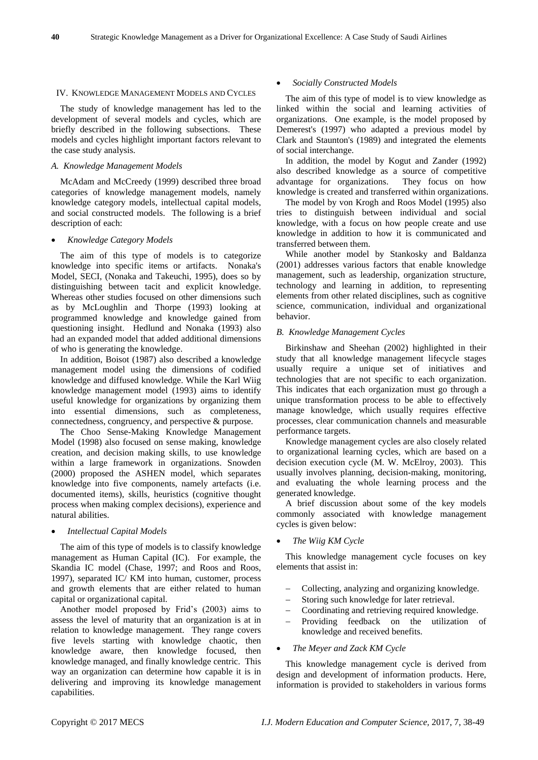## IV. Knowledge Management Models and Cycles

The study of knowledge management has led to the development of several models and cycles, which are briefly described in the following subsections. These models and cycles highlight important factors relevant to the case study analysis.

### *A. Knowledge Management Models*

McAdam and McCreedy (1999) described three broad categories of knowledge management models, namely knowledge category models, intellectual capital models, and social constructed models. The following is a brief description of each:

- *Knowledge Category Models*

The aim of this type of models is to categorize knowledge into specific items or artifacts. Nonaka's Model, SECI, (Nonaka and Takeuchi, 1995), does so by distinguishing between tacit and explicit knowledge. Whereas other studies focused on other dimensions such as by McLoughlin and Thorpe (1993) looking at programmed knowledge and knowledge gained from questioning insight. Hedlund and Nonaka (1993) also had an expanded model that added additional dimensions of who is generating the knowledge.

In addition, Boisot (1987) also described a knowledge management model using the dimensions of codified knowledge and diffused knowledge. While the Karl Wiig knowledge management model (1993) aims to identify useful knowledge for organizations by organizing them into essential dimensions, such as completeness, connectedness, congruency, and perspective & purpose.

The Choo Sense-Making Knowledge Management Model (1998) also focused on sense making, knowledge creation, and decision making skills, to use knowledge within a large framework in organizations. Snowden (2000) proposed the ASHEN model, which separates knowledge into five components, namely artefacts (i.e. documented items), skills, heuristics (cognitive thought process when making complex decisions), experience and natural abilities.

- *Intellectual Capital Models*

The aim of this type of models is to classify knowledge management as Human Capital (IC). For example, the Skandia IC model (Chase, 1997; and Roos and Roos, 1997), separated IC/ KM into human, customer, process and growth elements that are either related to human capital or organizational capital.

Another model proposed by Frid's (2003) aims to assess the level of maturity that an organization is at in relation to knowledge management. They range covers five levels starting with knowledge chaotic, then knowledge aware, then knowledge focused, then knowledge managed, and finally knowledge centric. This way an organization can determine how capable it is in delivering and improving its knowledge management capabilities.

- *Socially Constructed Models*

The aim of this type of model is to view knowledge as linked within the social and learning activities of organizations. One example, is the model proposed by Demerest's (1997) who adapted a previous model by Clark and Staunton's (1989) and integrated the elements of social interchange.

In addition, the model by Kogut and Zander (1992) also described knowledge as a source of competitive advantage for organizations. They focus on how knowledge is created and transferred within organizations.

The model by von Krogh and Roos Model (1995) also tries to distinguish between individual and social knowledge, with a focus on how people create and use knowledge in addition to how it is communicated and transferred between them.

While another model by Stankosky and Baldanza (2001) addresses various factors that enable knowledge management, such as leadership, organization structure, technology and learning in addition, to representing elements from other related disciplines, such as cognitive science, communication, individual and organizational behavior.

### *B. Knowledge Management Cycles*

Birkinshaw and Sheehan (2002) highlighted in their study that all knowledge management lifecycle stages usually require a unique set of initiatives and technologies that are not specific to each organization. This indicates that each organization must go through a unique transformation process to be able to effectively manage knowledge, which usually requires effective processes, clear communication channels and measurable performance targets.

Knowledge management cycles are also closely related to organizational learning cycles, which are based on a decision execution cycle (M. W. McElroy, 2003). This usually involves planning, decision-making, monitoring, and evaluating the whole learning process and the generated knowledge.

A brief discussion about some of the key models commonly associated with knowledge management cycles is given below:

- *The Wiig KM Cycle*

This knowledge management cycle focuses on key elements that assist in:

- Collecting, analyzing and organizing knowledge.
- Storing such knowledge for later retrieval.
- Coordinating and retrieving required knowledge.
- Providing feedback on the utilization of knowledge and received benefits.

- *The Meyer and Zack KM Cycle*

This knowledge management cycle is derived from design and development of information products. Here, information is provided to stakeholders in various forms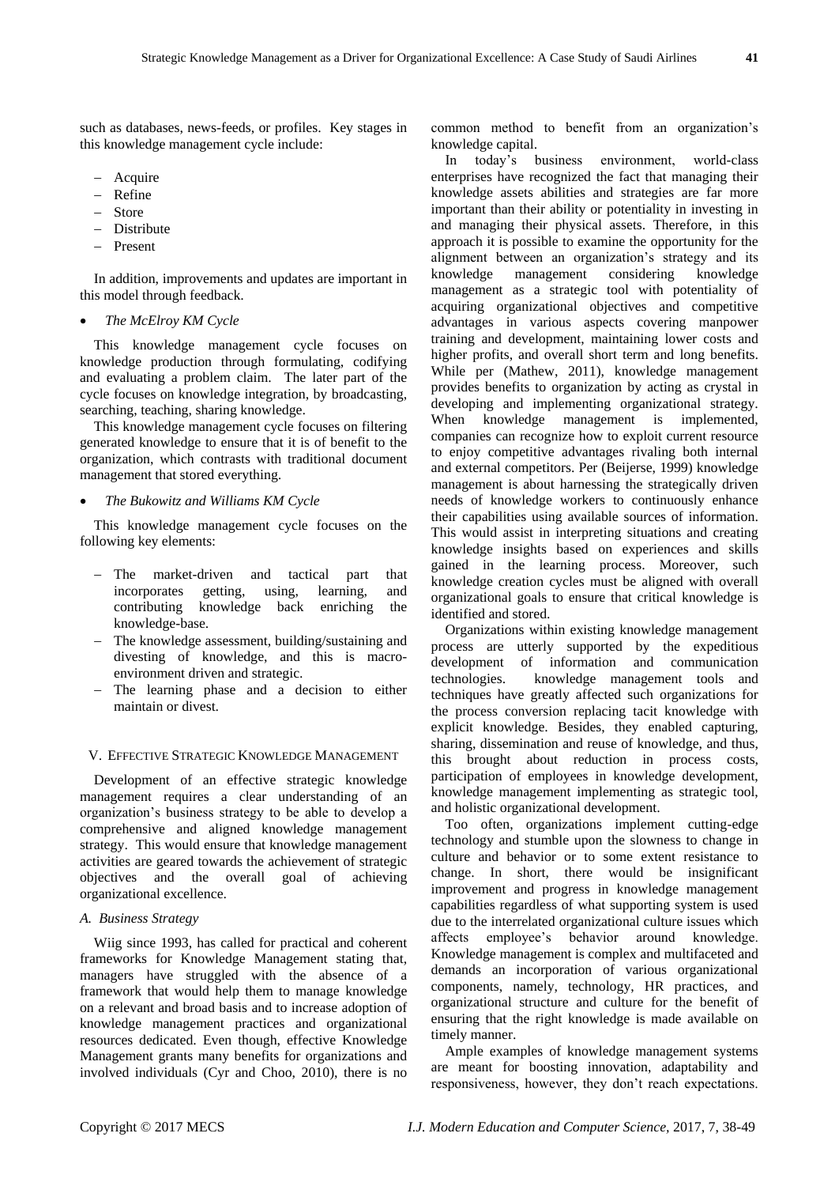such as databases, news-feeds, or profiles. Key stages in this knowledge management cycle include:

- Acquire
- Refine
- Store
- Distribute
- Present

In addition, improvements and updates are important in this model through feedback.

- *The McElroy KM Cycle*

This knowledge management cycle focuses on knowledge production through formulating, codifying and evaluating a problem claim. The later part of the cycle focuses on knowledge integration, by broadcasting, searching, teaching, sharing knowledge.

This knowledge management cycle focuses on filtering generated knowledge to ensure that it is of benefit to the organization, which contrasts with traditional document management that stored everything.

- *The Bukowitz and Williams KM Cycle*

This knowledge management cycle focuses on the following key elements:

- The market-driven and tactical part that incorporates getting, using, learning, and contributing knowledge back enriching the knowledge-base.
- The knowledge assessment, building/sustaining and divesting of knowledge, and this is macro-environment driven and strategic.
- The learning phase and a decision to either maintain or divest.

## V. Effective Strategic Knowledge Management

Development of an effective strategic knowledge management requires a clear understanding of an organization's business strategy to be able to develop a comprehensive and aligned knowledge management strategy. This would ensure that knowledge management activities are geared towards the achievement of strategic objectives and the overall goal of achieving organizational excellence.

### *A. Business Strategy*

Wiig since 1993, has called for practical and coherent frameworks for Knowledge Management stating that, managers have struggled with the absence of a framework that would help them to manage knowledge on a relevant and broad basis and to increase adoption of knowledge management practices and organizational resources dedicated. Even though, effective Knowledge Management grants many benefits for organizations and involved individuals (Cyr and Choo, 2010), there is no common method to benefit from an organization's knowledge capital.

In today's business environment, world-class enterprises have recognized the fact that managing their knowledge assets abilities and strategies are far more important than their ability or potentiality in investing in and managing their physical assets. Therefore, in this approach it is possible to examine the opportunity for the alignment between an organization's strategy and its knowledge management considering knowledge management as a strategic tool with potentiality of acquiring organizational objectives and competitive advantages in various aspects covering manpower training and development, maintaining lower costs and higher profits, and overall short term and long benefits. While per (Mathew, 2011), knowledge management provides benefits to organization by acting as crystal in developing and implementing organizational strategy. When knowledge management is implemented, companies can recognize how to exploit current resource to enjoy competitive advantages rivaling both internal and external competitors. Per (Beijerse, 1999) knowledge management is about harnessing the strategically driven needs of knowledge workers to continuously enhance their capabilities using available sources of information. This would assist in interpreting situations and creating knowledge insights based on experiences and skills gained in the learning process. Moreover, such knowledge creation cycles must be aligned with overall organizational goals to ensure that critical knowledge is identified and stored.

Organizations within existing knowledge management process are utterly supported by the expeditious development of information and communication technologies. knowledge management tools and techniques have greatly affected such organizations for the process conversion replacing tacit knowledge with explicit knowledge. Besides, they enabled capturing, sharing, dissemination and reuse of knowledge, and thus, this brought about reduction in process costs, participation of employees in knowledge development, knowledge management implementing as strategic tool, and holistic organizational development.

Too often, organizations implement cutting-edge technology and stumble upon the slowness to change in culture and behavior or to some extent resistance to change. In short, there would be insignificant improvement and progress in knowledge management capabilities regardless of what supporting system is used due to the interrelated organizational culture issues which affects employee's behavior around knowledge. Knowledge management is complex and multifaceted and demands an incorporation of various organizational components, namely, technology, HR practices, and organizational structure and culture for the benefit of ensuring that the right knowledge is made available on timely manner.

Ample examples of knowledge management systems are meant for boosting innovation, adaptability and responsiveness, however, they don't reach expectations.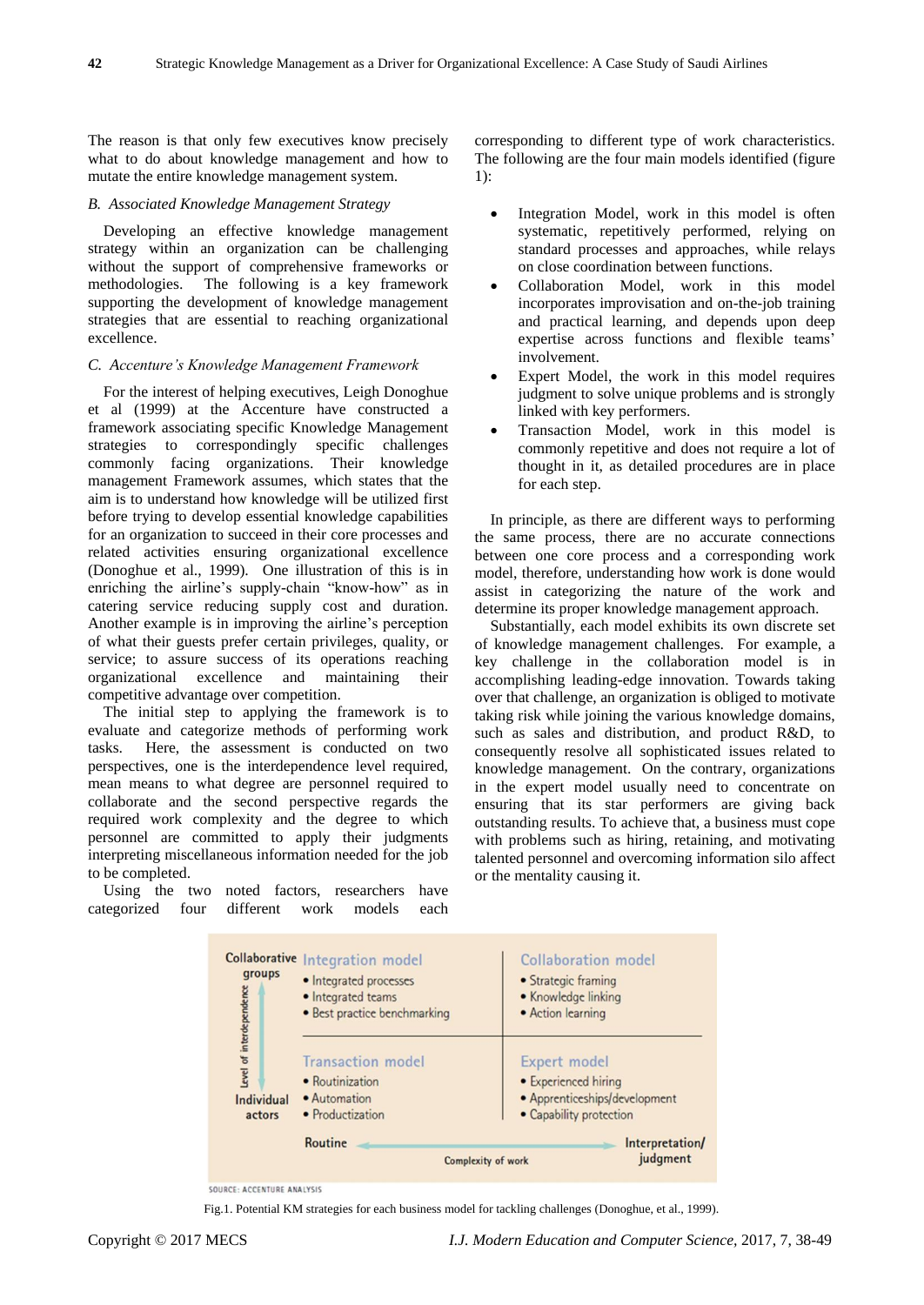The reason is that only few executives know precisely what to do about knowledge management and how to mutate the entire knowledge management system.

### *B. Associated Knowledge Management Strategy*

Developing an effective knowledge management strategy within an organization can be challenging without the support of comprehensive frameworks or methodologies. The following is a key framework supporting the development of knowledge management strategies that are essential to reaching organizational excellence.

### *C. Accenture's Knowledge Management Framework*

For the interest of helping executives, Leigh Donoghue et al (1999) at the Accenture have constructed a framework associating specific Knowledge Management strategies to correspondingly specific challenges commonly facing organizations. Their knowledge management Framework assumes, which states that the aim is to understand how knowledge will be utilized first before trying to develop essential knowledge capabilities for an organization to succeed in their core processes and related activities ensuring organizational excellence (Donoghue et al., 1999). One illustration of this is in enriching the airline's supply-chain "know-how" as in catering service reducing supply cost and duration. Another example is in improving the airline's perception of what their guests prefer certain privileges, quality, or service; to assure success of its operations reaching organizational excellence and maintaining their competitive advantage over competition.

The initial step to applying the framework is to evaluate and categorize methods of performing work tasks. Here, the assessment is conducted on two perspectives, one is the interdependence level required, mean means to what degree are personnel required to collaborate and the second perspective regards the required work complexity and the degree to which personnel are committed to apply their judgments interpreting miscellaneous information needed for the job to be completed.

Using the two noted factors, researchers have categorized four different work models each corresponding to different type of work characteristics. The following are the four main models identified (figure 1):

- Integration Model, work in this model is often systematic, repetitively performed, relying on standard processes and approaches, while relays on close coordination between functions.
- Collaboration Model, work in this model incorporates improvisation and on-the-job training and practical learning, and depends upon deep expertise across functions and flexible teams' involvement.
- Expert Model, the work in this model requires judgment to solve unique problems and is strongly linked with key performers.
- Transaction Model, work in this model is commonly repetitive and does not require a lot of thought in it, as detailed procedures are in place for each step.

In principle, as there are different ways to performing the same process, there are no accurate connections between one core process and a corresponding work model, therefore, understanding how work is done would assist in categorizing the nature of the work and determine its proper knowledge management approach.

Substantially, each model exhibits its own discrete set of knowledge management challenges. For example, a key challenge in the collaboration model is in accomplishing leading-edge innovation. Towards taking over that challenge, an organization is obliged to motivate taking risk while joining the various knowledge domains, such as sales and distribution, and product R&D, to consequently resolve all sophisticated issues related to knowledge management. On the contrary, organizations in the expert model usually need to concentrate on ensuring that its star performers are giving back outstanding results. To achieve that, a business must cope with problems such as hiring, retaining, and motivating talented personnel and overcoming information silo affect or the mentality causing it.

| Level of interdependence | Routine | Interpretation/ judgment |
|---|---|---|
| Collaborative groups | **Integration model**<br>• Integrated processes<br>• Integrated teams<br>• Best practice benchmarking | **Collaboration model**<br>• Strategic framing<br>• Knowledge linking<br>• Action learning |
| Individual actors | **Transaction model**<br>• Routinization<br>• Automation<br>• Productization | **Expert model**<br>• Experienced hiring<br>• Apprenticeships/development<br>• Capability protection |

Complexity of work (Routine → Interpretation/judgment)

SOURCE: ACCENTURE ANALYSIS

Fig.1. Potential KM strategies for each business model for tackling challenges (Donoghue, et al., 1999).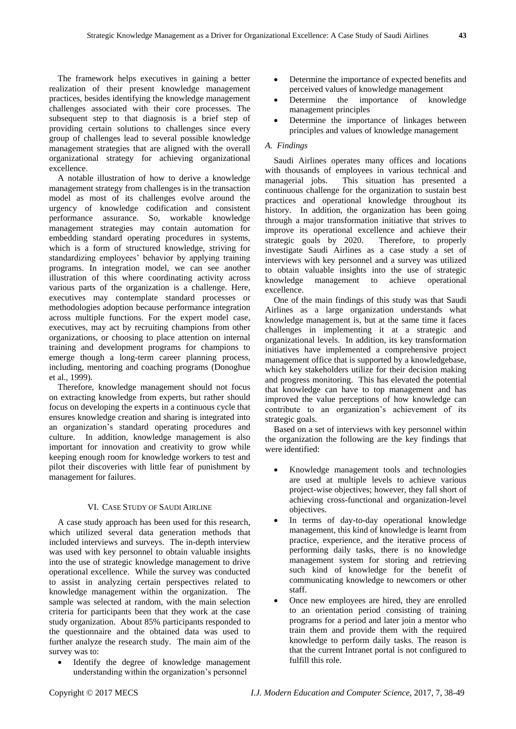The framework helps executives in gaining a better realization of their present knowledge management practices, besides identifying the knowledge management challenges associated with their core processes. The subsequent step to that diagnosis is a brief step of providing certain solutions to challenges since every group of challenges lead to several possible knowledge management strategies that are aligned with the overall organizational strategy for achieving organizational excellence.

A notable illustration of how to derive a knowledge management strategy from challenges is in the transaction model as most of its challenges evolve around the urgency of knowledge codification and consistent performance assurance. So, workable knowledge management strategies may contain automation for embedding standard operating procedures in systems, which is a form of structured knowledge, striving for standardizing employees' behavior by applying training programs. In integration model, we can see another illustration of this where coordinating activity across various parts of the organization is a challenge. Here, executives may contemplate standard processes or methodologies adoption because performance integration across multiple functions. For the expert model case, executives, may act by recruiting champions from other organizations, or choosing to place attention on internal training and development programs for champions to emerge though a long-term career planning process, including, mentoring and coaching programs (Donoghue et al., 1999).

Therefore, knowledge management should not focus on extracting knowledge from experts, but rather should focus on developing the experts in a continuous cycle that ensures knowledge creation and sharing is integrated into an organization's standard operating procedures and culture. In addition, knowledge management is also important for innovation and creativity to grow while keeping enough room for knowledge workers to test and pilot their discoveries with little fear of punishment by management for failures.

## VI. Case Study of Saudi Airline

A case study approach has been used for this research, which utilized several data generation methods that included interviews and surveys. The in-depth interview was used with key personnel to obtain valuable insights into the use of strategic knowledge management to drive operational excellence. While the survey was conducted to assist in analyzing certain perspectives related to knowledge management within the organization. The sample was selected at random, with the main selection criteria for participants been that they work at the case study organization. About 85% participants responded to the questionnaire and the obtained data was used to further analyze the research study. The main aim of the survey was to:

- Identify the degree of knowledge management understanding within the organization's personnel
- Determine the importance of expected benefits and perceived values of knowledge management
- Determine the importance of knowledge management principles
- Determine the importance of linkages between principles and values of knowledge management

### *A. Findings*

Saudi Airlines operates many offices and locations with thousands of employees in various technical and managerial jobs. This situation has presented a continuous challenge for the organization to sustain best practices and operational knowledge throughout its history. In addition, the organization has been going through a major transformation initiative that strives to improve its operational excellence and achieve their strategic goals by 2020. Therefore, to properly investigate Saudi Airlines as a case study a set of interviews with key personnel and a survey was utilized to obtain valuable insights into the use of strategic knowledge management to achieve operational excellence.

One of the main findings of this study was that Saudi Airlines as a large organization understands what knowledge management is, but at the same time it faces challenges in implementing it at a strategic and organizational levels. In addition, its key transformation initiatives have implemented a comprehensive project management office that is supported by a knowledgebase, which key stakeholders utilize for their decision making and progress monitoring. This has elevated the potential that knowledge can have to top management and has improved the value perceptions of how knowledge can contribute to an organization's achievement of its strategic goals.

Based on a set of interviews with key personnel within the organization the following are the key findings that were identified:

- Knowledge management tools and technologies are used at multiple levels to achieve various project-wise objectives; however, they fall short of achieving cross-functional and organization-level objectives.
- In terms of day-to-day operational knowledge management, this kind of knowledge is learnt from practice, experience, and the iterative process of performing daily tasks, there is no knowledge management system for storing and retrieving such kind of knowledge for the benefit of communicating knowledge to newcomers or other staff.
- Once new employees are hired, they are enrolled to an orientation period consisting of training programs for a period and later join a mentor who train them and provide them with the required knowledge to perform daily tasks. The reason is that the current Intranet portal is not configured to fulfill this role.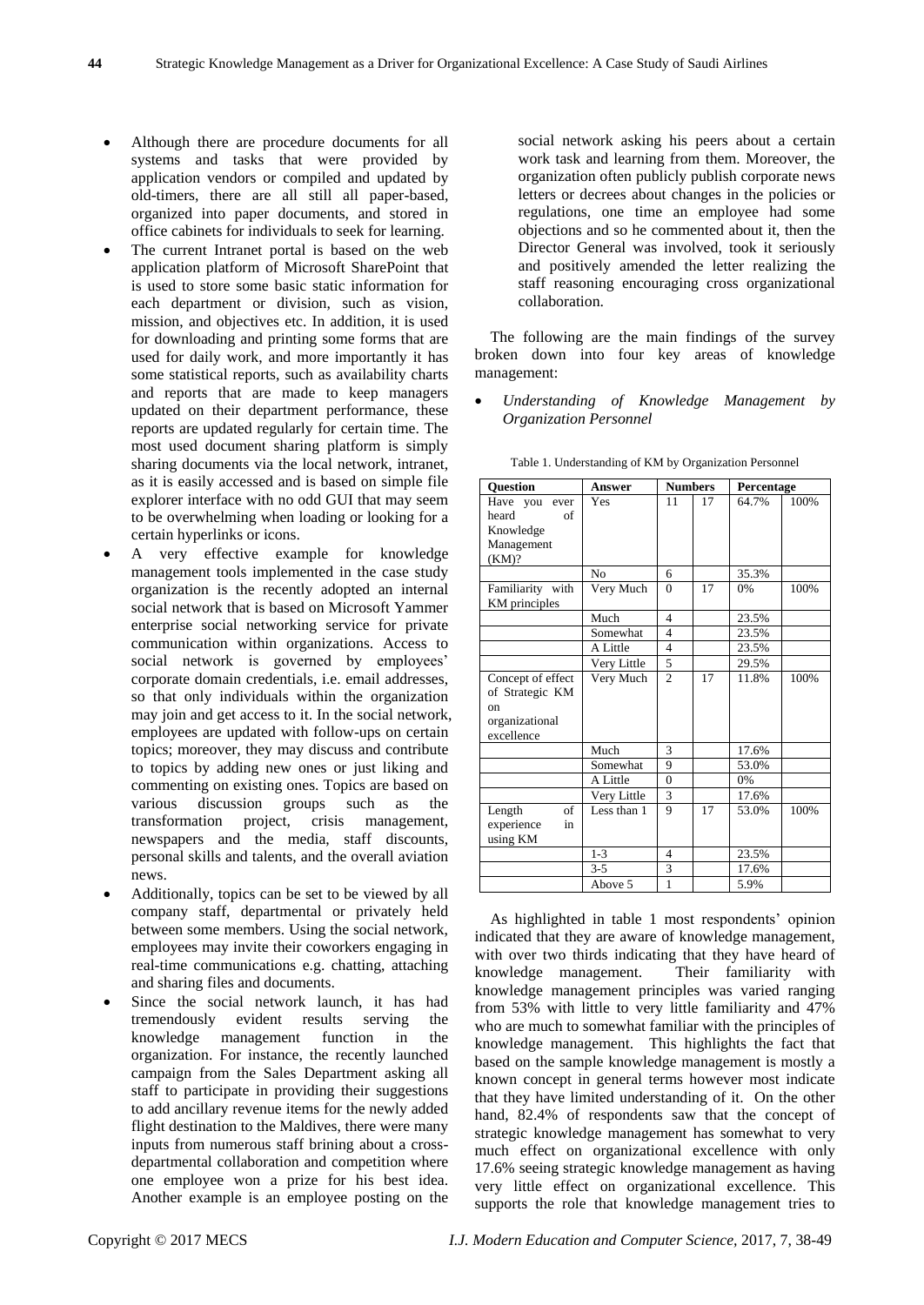- Although there are procedure documents for all systems and tasks that were provided by application vendors or compiled and updated by old-timers, there are all still all paper-based, organized into paper documents, and stored in office cabinets for individuals to seek for learning.
- The current Intranet portal is based on the web application platform of Microsoft SharePoint that is used to store some basic static information for each department or division, such as vision, mission, and objectives etc. In addition, it is used for downloading and printing some forms that are used for daily work, and more importantly it has some statistical reports, such as availability charts and reports that are made to keep managers updated on their department performance, these reports are updated regularly for certain time. The most used document sharing platform is simply sharing documents via the local network, intranet, as it is easily accessed and is based on simple file explorer interface with no odd GUI that may seem to be overwhelming when loading or looking for a certain hyperlinks or icons.
- A very effective example for knowledge management tools implemented in the case study organization is the recently adopted an internal social network that is based on Microsoft Yammer enterprise social networking service for private communication within organizations. Access to social network is governed by employees' corporate domain credentials, i.e. email addresses, so that only individuals within the organization may join and get access to it. In the social network, employees are updated with follow-ups on certain topics; moreover, they may discuss and contribute to topics by adding new ones or just liking and commenting on existing ones. Topics are based on various discussion groups such as the transformation project, crisis management, newspapers and the media, staff discounts, personal skills and talents, and the overall aviation news.
- Additionally, topics can be set to be viewed by all company staff, departmental or privately held between some members. Using the social network, employees may invite their coworkers engaging in real-time communications e.g. chatting, attaching and sharing files and documents.
- Since the social network launch, it has had tremendously evident results serving the knowledge management function in the organization. For instance, the recently launched campaign from the Sales Department asking all staff to participate in providing their suggestions to add ancillary revenue items for the newly added flight destination to the Maldives, there were many inputs from numerous staff brining about a cross-departmental collaboration and competition where one employee won a prize for his best idea. Another example is an employee posting on the social network asking his peers about a certain work task and learning from them. Moreover, the organization often publicly publish corporate news letters or decrees about changes in the policies or regulations, one time an employee had some objections and so he commented about it, then the Director General was involved, took it seriously and positively amended the letter realizing the staff reasoning encouraging cross organizational collaboration.

The following are the main findings of the survey broken down into four key areas of knowledge management:

- *Understanding of Knowledge Management by Organization Personnel*

Table 1. Understanding of KM by Organization Personnel

| Question | Answer | Numbers | | Percentage | |
|---|---|---|---|---|---|
| Have you ever heard of Knowledge Management (KM)? | Yes | 11 | 17 | 64.7% | 100% |
| | No | 6 | | 35.3% | |
| Familiarity with KM principles | Very Much | 0 | 17 | 0% | 100% |
| | Much | 4 | | 23.5% | |
| | Somewhat | 4 | | 23.5% | |
| | A Little | 4 | | 23.5% | |
| | Very Little | 5 | | 29.5% | |
| Concept of effect of Strategic KM on organizational excellence | Very Much | 2 | 17 | 11.8% | 100% |
| | Much | 3 | | 17.6% | |
| | Somewhat | 9 | | 53.0% | |
| | A Little | 0 | | 0% | |
| | Very Little | 3 | | 17.6% | |
| Length of experience in using KM | Less than 1 | 9 | 17 | 53.0% | 100% |
| | 1-3 | 4 | | 23.5% | |
| | 3-5 | 3 | | 17.6% | |
| | Above 5 | 1 | | 5.9% | |

As highlighted in table 1 most respondents' opinion indicated that they are aware of knowledge management, with over two thirds indicating that they have heard of knowledge management. Their familiarity with knowledge management principles was varied ranging from 53% with little to very little familiarity and 47% who are much to somewhat familiar with the principles of knowledge management. This highlights the fact that based on the sample knowledge management is mostly a known concept in general terms however most indicate that they have limited understanding of it. On the other hand, 82.4% of respondents saw that the concept of strategic knowledge management has somewhat to very much effect on organizational excellence with only 17.6% seeing strategic knowledge management as having very little effect on organizational excellence. This supports the role that knowledge management tries to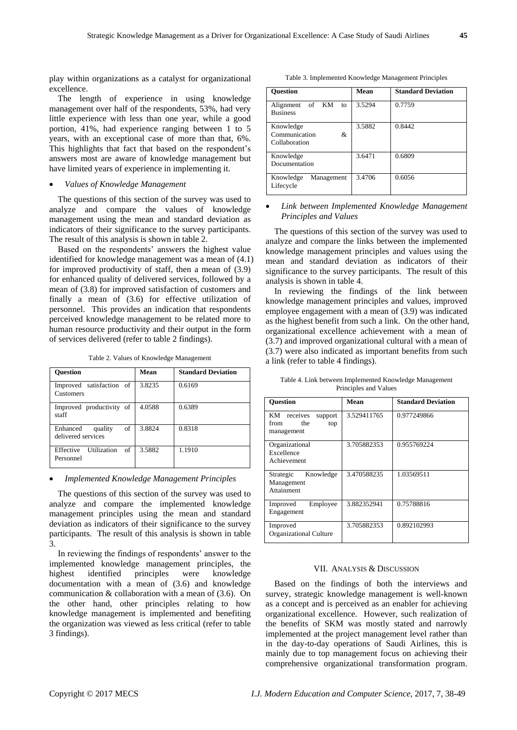play within organizations as a catalyst for organizational excellence.

The length of experience in using knowledge management over half of the respondents, 53%, had very little experience with less than one year, while a good portion, 41%, had experience ranging between 1 to 5 years, with an exceptional case of more than that, 6%. This highlights that fact that based on the respondent's answers most are aware of knowledge management but have limited years of experience in implementing it.

- *Values of Knowledge Management*

The questions of this section of the survey was used to analyze and compare the values of knowledge management using the mean and standard deviation as indicators of their significance to the survey participants. The result of this analysis is shown in table 2.

Based on the respondents' answers the highest value identified for knowledge management was a mean of (4.1) for improved productivity of staff, then a mean of (3.9) for enhanced quality of delivered services, followed by a mean of (3.8) for improved satisfaction of customers and finally a mean of (3.6) for effective utilization of personnel. This provides an indication that respondents perceived knowledge management to be related more to human resource productivity and their output in the form of services delivered (refer to table 2 findings).

Table 2. Values of Knowledge Management

| Question | Mean | Standard Deviation |
|---|---|---|
| Improved satisfaction of Customers | 3.8235 | 0.6169 |
| Improved productivity of staff | 4.0588 | 0.6389 |
| Enhanced quality of delivered services | 3.8824 | 0.8318 |
| Effective Utilization of Personnel | 3.5882 | 1.1910 |

- *Implemented Knowledge Management Principles*

The questions of this section of the survey was used to analyze and compare the implemented knowledge management principles using the mean and standard deviation as indicators of their significance to the survey participants. The result of this analysis is shown in table 3.

In reviewing the findings of respondents' answer to the implemented knowledge management principles, the highest identified principles were knowledge documentation with a mean of (3.6) and knowledge communication & collaboration with a mean of (3.6). On the other hand, other principles relating to how knowledge management is implemented and benefiting the organization was viewed as less critical (refer to table 3 findings).

Table 3. Implemented Knowledge Management Principles

| Question | Mean | Standard Deviation |
|---|---|---|
| Alignment of KM to Business | 3.5294 | 0.7759 |
| Knowledge Communication & Collaboration | 3.5882 | 0.8442 |
| Knowledge Documentation | 3.6471 | 0.6809 |
| Knowledge Management Lifecycle | 3.4706 | 0.6056 |

- *Link between Implemented Knowledge Management Principles and Values*

The questions of this section of the survey was used to analyze and compare the links between the implemented knowledge management principles and values using the mean and standard deviation as indicators of their significance to the survey participants. The result of this analysis is shown in table 4.

In reviewing the findings of the link between knowledge management principles and values, improved employee engagement with a mean of (3.9) was indicated as the highest benefit from such a link. On the other hand, organizational excellence achievement with a mean of (3.7) and improved organizational cultural with a mean of (3.7) were also indicated as important benefits from such a link (refer to table 4 findings).

Table 4. Link between Implemented Knowledge Management Principles and Values

| Question | Mean | Standard Deviation |
|---|---|---|
| KM receives support from the top management | 3.529411765 | 0.977249866 |
| Organizational Excellence Achievement | 3.705882353 | 0.955769224 |
| Strategic Knowledge Management Attainment | 3.470588235 | 1.03569511 |
| Improved Employee Engagement | 3.882352941 | 0.75788816 |
| Improved Organizational Culture | 3.705882353 | 0.892102993 |

## VII. Analysis & Discussion

Based on the findings of both the interviews and survey, strategic knowledge management is well-known as a concept and is perceived as an enabler for achieving organizational excellence. However, such realization of the benefits of SKM was mostly stated and narrowly implemented at the project management level rather than in the day-to-day operations of Saudi Airlines, this is mainly due to top management focus on achieving their comprehensive organizational transformation program.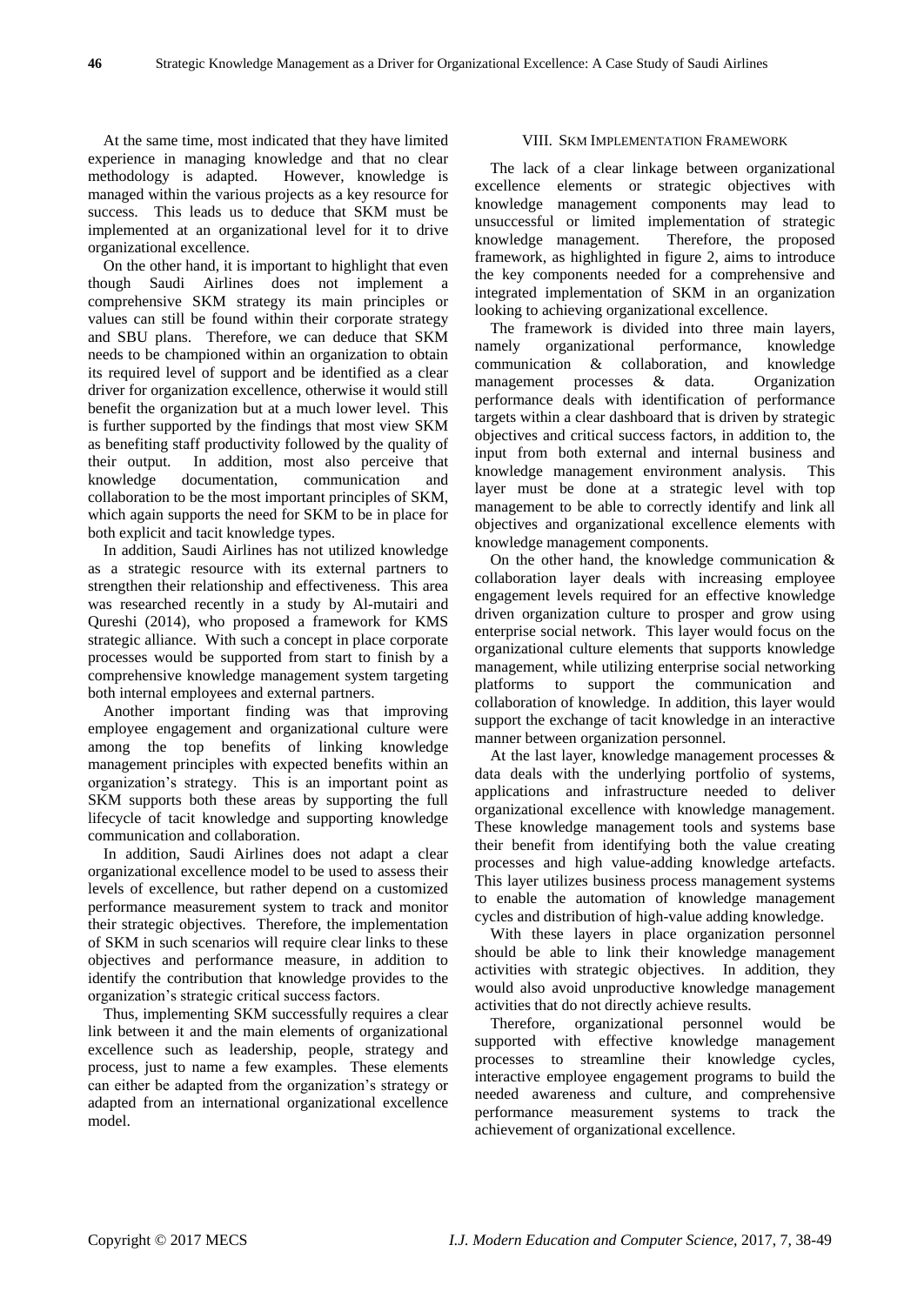At the same time, most indicated that they have limited experience in managing knowledge and that no clear methodology is adapted. However, knowledge is managed within the various projects as a key resource for success. This leads us to deduce that SKM must be implemented at an organizational level for it to drive organizational excellence.

On the other hand, it is important to highlight that even though Saudi Airlines does not implement a comprehensive SKM strategy its main principles or values can still be found within their corporate strategy and SBU plans. Therefore, we can deduce that SKM needs to be championed within an organization to obtain its required level of support and be identified as a clear driver for organization excellence, otherwise it would still benefit the organization but at a much lower level. This is further supported by the findings that most view SKM as benefiting staff productivity followed by the quality of their output. In addition, most also perceive that knowledge documentation, communication and collaboration to be the most important principles of SKM, which again supports the need for SKM to be in place for both explicit and tacit knowledge types.

In addition, Saudi Airlines has not utilized knowledge as a strategic resource with its external partners to strengthen their relationship and effectiveness. This area was researched recently in a study by Al-mutairi and Qureshi (2014), who proposed a framework for KMS strategic alliance. With such a concept in place corporate processes would be supported from start to finish by a comprehensive knowledge management system targeting both internal employees and external partners.

Another important finding was that improving employee engagement and organizational culture were among the top benefits of linking knowledge management principles with expected benefits within an organization's strategy. This is an important point as SKM supports both these areas by supporting the full lifecycle of tacit knowledge and supporting knowledge communication and collaboration.

In addition, Saudi Airlines does not adapt a clear organizational excellence model to be used to assess their levels of excellence, but rather depend on a customized performance measurement system to track and monitor their strategic objectives. Therefore, the implementation of SKM in such scenarios will require clear links to these objectives and performance measure, in addition to identify the contribution that knowledge provides to the organization's strategic critical success factors.

Thus, implementing SKM successfully requires a clear link between it and the main elements of organizational excellence such as leadership, people, strategy and process, just to name a few examples. These elements can either be adapted from the organization's strategy or adapted from an international organizational excellence model.

## VIII. SKM Implementation Framework

The lack of a clear linkage between organizational excellence elements or strategic objectives with knowledge management components may lead to unsuccessful or limited implementation of strategic knowledge management. Therefore, the proposed framework, as highlighted in figure 2, aims to introduce the key components needed for a comprehensive and integrated implementation of SKM in an organization looking to achieving organizational excellence.

The framework is divided into three main layers, namely organizational performance, knowledge communication & collaboration, and knowledge management processes & data. Organization performance deals with identification of performance targets within a clear dashboard that is driven by strategic objectives and critical success factors, in addition to, the input from both external and internal business and knowledge management environment analysis. This layer must be done at a strategic level with top management to be able to correctly identify and link all objectives and organizational excellence elements with knowledge management components.

On the other hand, the knowledge communication & collaboration layer deals with increasing employee engagement levels required for an effective knowledge driven organization culture to prosper and grow using enterprise social network. This layer would focus on the organizational culture elements that supports knowledge management, while utilizing enterprise social networking platforms to support the communication and collaboration of knowledge. In addition, this layer would support the exchange of tacit knowledge in an interactive manner between organization personnel.

At the last layer, knowledge management processes & data deals with the underlying portfolio of systems, applications and infrastructure needed to deliver organizational excellence with knowledge management. These knowledge management tools and systems base their benefit from identifying both the value creating processes and high value-adding knowledge artefacts. This layer utilizes business process management systems to enable the automation of knowledge management cycles and distribution of high-value adding knowledge.

With these layers in place organization personnel should be able to link their knowledge management activities with strategic objectives. In addition, they would also avoid unproductive knowledge management activities that do not directly achieve results.

Therefore, organizational personnel would be supported with effective knowledge management processes to streamline their knowledge cycles, interactive employee engagement programs to build the needed awareness and culture, and comprehensive performance measurement systems to track the achievement of organizational excellence.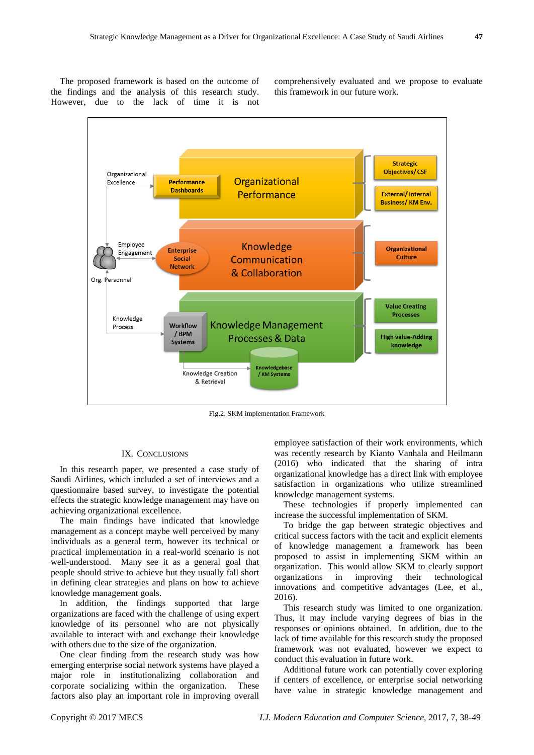The proposed framework is based on the outcome of the findings and the analysis of this research study. However, due to the lack of time it is not comprehensively evaluated and we propose to evaluate this framework in our future work.

Fig.2. SKM implementation Framework

## IX. Conclusions

In this research paper, we presented a case study of Saudi Airlines, which included a set of interviews and a questionnaire based survey, to investigate the potential effects the strategic knowledge management may have on achieving organizational excellence.

The main findings have indicated that knowledge management as a concept maybe well perceived by many individuals as a general term, however its technical or practical implementation in a real-world scenario is not well-understood. Many see it as a general goal that people should strive to achieve but they usually fall short in defining clear strategies and plans on how to achieve knowledge management goals.

In addition, the findings supported that large organizations are faced with the challenge of using expert knowledge of its personnel who are not physically available to interact with and exchange their knowledge with others due to the size of the organization.

One clear finding from the research study was how emerging enterprise social network systems have played a major role in institutionalizing collaboration and corporate socializing within the organization. These factors also play an important role in improving overall employee satisfaction of their work environments, which was recently research by Kianto Vanhala and Heilmann (2016) who indicated that the sharing of intra organizational knowledge has a direct link with employee satisfaction in organizations who utilize streamlined knowledge management systems.

These technologies if properly implemented can increase the successful implementation of SKM.

To bridge the gap between strategic objectives and critical success factors with the tacit and explicit elements of knowledge management a framework has been proposed to assist in implementing SKM within an organization. This would allow SKM to clearly support organizations in improving their technological innovations and competitive advantages (Lee, et al., 2016).

This research study was limited to one organization. Thus, it may include varying degrees of bias in the responses or opinions obtained. In addition, due to the lack of time available for this research study the proposed framework was not evaluated, however we expect to conduct this evaluation in future work.

Additional future work can potentially cover exploring if centers of excellence, or enterprise social networking have value in strategic knowledge management and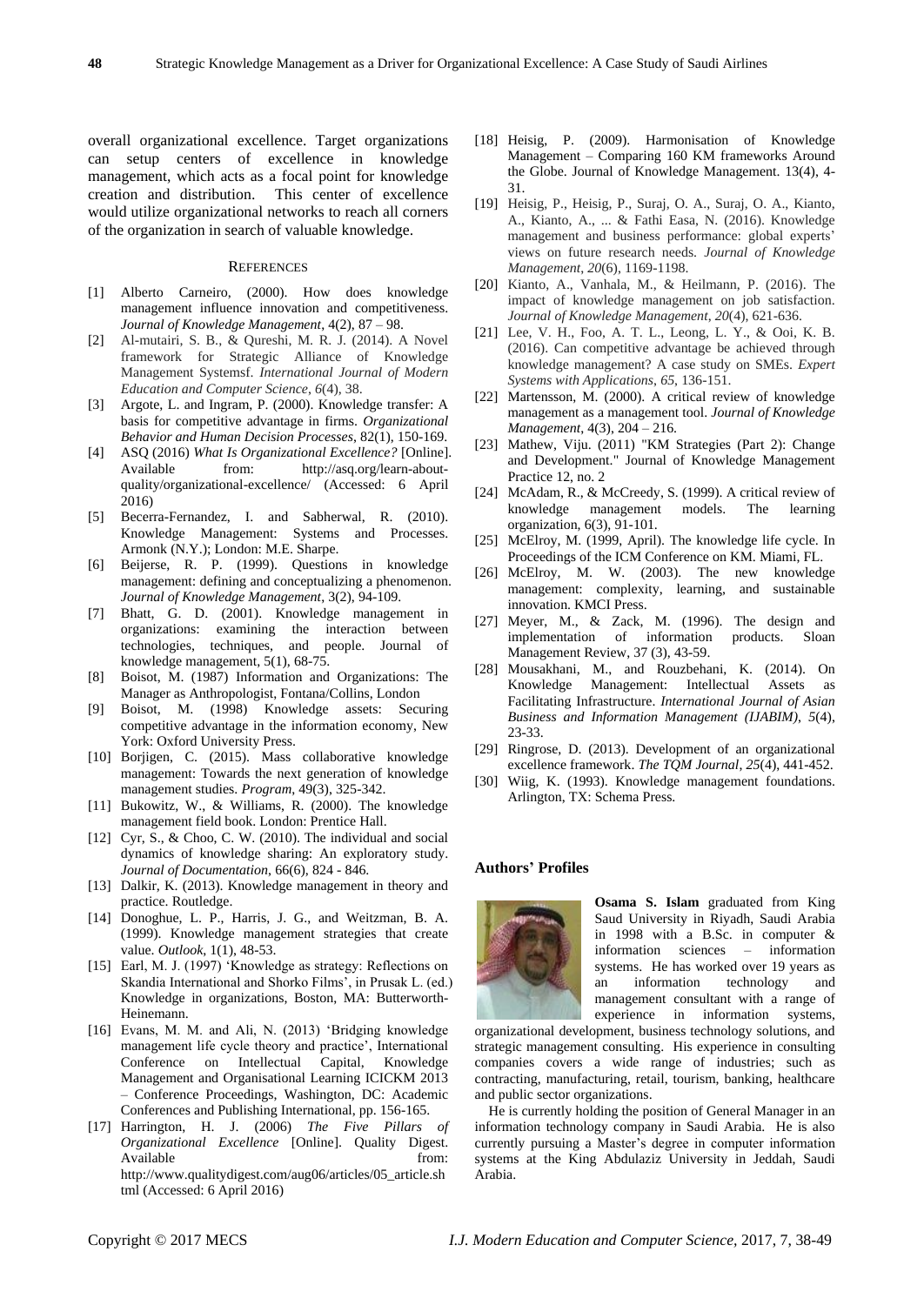overall organizational excellence. Target organizations can setup centers of excellence in knowledge management, which acts as a focal point for knowledge creation and distribution. This center of excellence would utilize organizational networks to reach all corners of the organization in search of valuable knowledge.

## References

[1] Alberto Carneiro, (2000). How does knowledge management influence innovation and competitiveness. *Journal of Knowledge Management*, 4(2), 87 – 98.

[2] Al-mutairi, S. B., & Qureshi, M. R. J. (2014). A Novel framework for Strategic Alliance of Knowledge Management Systemsf. *International Journal of Modern Education and Computer Science*, *6*(4), 38.

[3] Argote, L. and Ingram, P. (2000). Knowledge transfer: A basis for competitive advantage in firms. *Organizational Behavior and Human Decision Processes*, 82(1), 150-169.

[4] ASQ (2016) *What Is Organizational Excellence?* [Online]. Available from: http://asq.org/learn-about-quality/organizational-excellence/ (Accessed: 6 April 2016)

[5] Becerra-Fernandez, I. and Sabherwal, R. (2010). Knowledge Management: Systems and Processes. Armonk (N.Y.); London: M.E. Sharpe.

[6] Beijerse, R. P. (1999). Questions in knowledge management: defining and conceptualizing a phenomenon. *Journal of Knowledge Management*, 3(2), 94-109.

[7] Bhatt, G. D. (2001). Knowledge management in organizations: examining the interaction between technologies, techniques, and people. Journal of knowledge management, 5(1), 68-75.

[8] Boisot, M. (1987) Information and Organizations: The Manager as Anthropologist, Fontana/Collins, London

[9] Boisot, M. (1998) Knowledge assets: Securing competitive advantage in the information economy, New York: Oxford University Press.

[10] Borjigen, C. (2015). Mass collaborative knowledge management: Towards the next generation of knowledge management studies. *Program*, 49(3), 325-342.

[11] Bukowitz, W., & Williams, R. (2000). The knowledge management field book. London: Prentice Hall.

[12] Cyr, S., & Choo, C. W. (2010). The individual and social dynamics of knowledge sharing: An exploratory study. *Journal of Documentation*, 66(6), 824 - 846.

[13] Dalkir, K. (2013). Knowledge management in theory and practice. Routledge.

[14] Donoghue, L. P., Harris, J. G., and Weitzman, B. A. (1999). Knowledge management strategies that create value. *Outlook*, 1(1), 48-53.

[15] Earl, M. J. (1997) 'Knowledge as strategy: Reflections on Skandia International and Shorko Films', in Prusak L. (ed.) Knowledge in organizations, Boston, MA: Butterworth-Heinemann.

[16] Evans, M. M. and Ali, N. (2013) 'Bridging knowledge management life cycle theory and practice', International Conference on Intellectual Capital, Knowledge Management and Organisational Learning ICICKM 2013 – Conference Proceedings, Washington, DC: Academic Conferences and Publishing International, pp. 156-165.

[17] Harrington, H. J. (2006) *The Five Pillars of Organizational Excellence* [Online]. Quality Digest. Available from: http://www.qualitydigest.com/aug06/articles/05_article.shtml (Accessed: 6 April 2016)

[18] Heisig, P. (2009). Harmonisation of Knowledge Management – Comparing 160 KM frameworks Around the Globe. Journal of Knowledge Management. 13(4), 4-31.

[19] Heisig, P., Heisig, P., Suraj, O. A., Suraj, O. A., Kianto, A., Kianto, A., ... & Fathi Easa, N. (2016). Knowledge management and business performance: global experts' views on future research needs. *Journal of Knowledge Management*, *20*(6), 1169-1198.

[20] Kianto, A., Vanhala, M., & Heilmann, P. (2016). The impact of knowledge management on job satisfaction. *Journal of Knowledge Management*, *20*(4), 621-636.

[21] Lee, V. H., Foo, A. T. L., Leong, L. Y., & Ooi, K. B. (2016). Can competitive advantage be achieved through knowledge management? A case study on SMEs. *Expert Systems with Applications*, *65*, 136-151.

[22] Martensson, M. (2000). A critical review of knowledge management as a management tool. *Journal of Knowledge Management*, 4(3), 204 – 216.

[23] Mathew, Viju. (2011) "KM Strategies (Part 2): Change and Development." Journal of Knowledge Management Practice 12, no. 2

[24] McAdam, R., & McCreedy, S. (1999). A critical review of knowledge management models. The learning organization, 6(3), 91-101.

[25] McElroy, M. (1999, April). The knowledge life cycle. In Proceedings of the ICM Conference on KM. Miami, FL.

[26] McElroy, M. W. (2003). The new knowledge management: complexity, learning, and sustainable innovation. KMCI Press.

[27] Meyer, M., & Zack, M. (1996). The design and implementation of information products. Sloan Management Review, 37 (3), 43-59.

[28] Mousakhani, M., and Rouzbehani, K. (2014). On Knowledge Management: Intellectual Assets as Facilitating Infrastructure. *International Journal of Asian Business and Information Management (IJABIM)*, *5*(4), 23-33.

[29] Ringrose, D. (2013). Development of an organizational excellence framework. *The TQM Journal*, *25*(4), 441-452.

[30] Wiig, K. (1993). Knowledge management foundations. Arlington, TX: Schema Press.

### Authors' Profiles

**Osama S. Islam** graduated from King Saud University in Riyadh, Saudi Arabia in 1998 with a B.Sc. in computer & information sciences – information systems. He has worked over 19 years as an information technology and management consultant with a range of experience in information systems, organizational development, business technology solutions, and strategic management consulting. His experience in consulting companies covers a wide range of industries; such as contracting, manufacturing, retail, tourism, banking, healthcare and public sector organizations.

He is currently holding the position of General Manager in an information technology company in Saudi Arabia. He is also currently pursuing a Master's degree in computer information systems at the King Abdulaziz University in Jeddah, Saudi Arabia.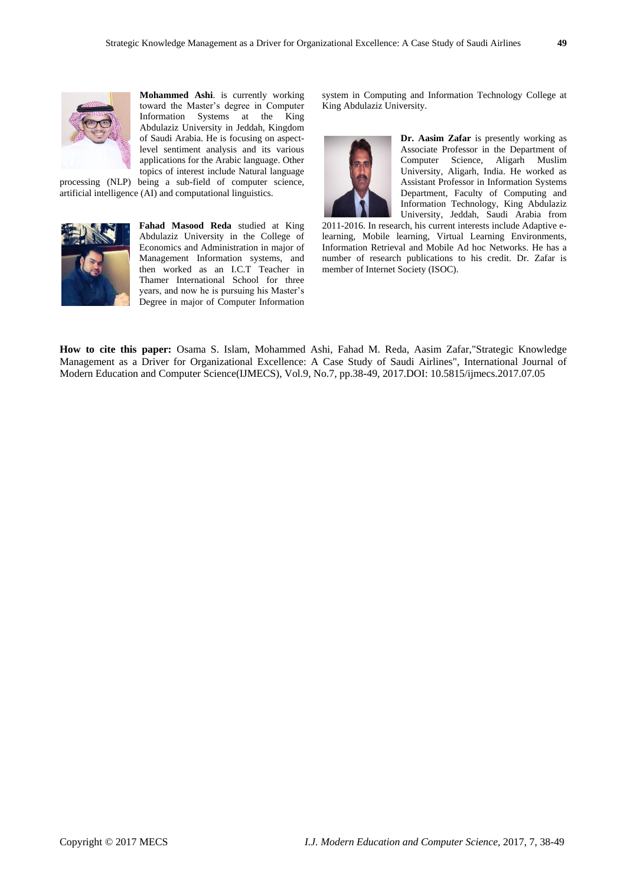**Mohammed Ashi**. is currently working toward the Master's degree in Computer Information Systems at the King Abdulaziz University in Jeddah, Kingdom of Saudi Arabia. He is focusing on aspect-level sentiment analysis and its various applications for the Arabic language. Other topics of interest include Natural language processing (NLP) being a sub-field of computer science, artificial intelligence (AI) and computational linguistics.

**Fahad Masood Reda** studied at King Abdulaziz University in the College of Economics and Administration in major of Management Information systems, and then worked as an I.C.T Teacher in Thamer International School for three years, and now he is pursuing his Master's Degree in major of Computer Information system in Computing and Information Technology College at King Abdulaziz University.

**Dr. Aasim Zafar** is presently working as Associate Professor in the Department of Computer Science, Aligarh Muslim University, Aligarh, India. He worked as Assistant Professor in Information Systems Department, Faculty of Computing and Information Technology, King Abdulaziz University, Jeddah, Saudi Arabia from 2011-2016. In research, his current interests include Adaptive e-learning, Mobile learning, Virtual Learning Environments, Information Retrieval and Mobile Ad hoc Networks. He has a number of research publications to his credit. Dr. Zafar is member of Internet Society (ISOC).

**How to cite this paper:** Osama S. Islam, Mohammed Ashi, Fahad M. Reda, Aasim Zafar,"Strategic Knowledge Management as a Driver for Organizational Excellence: A Case Study of Saudi Airlines", International Journal of Modern Education and Computer Science(IJMECS), Vol.9, No.7, pp.38-49, 2017.DOI: 10.5815/ijmecs.2017.07.05